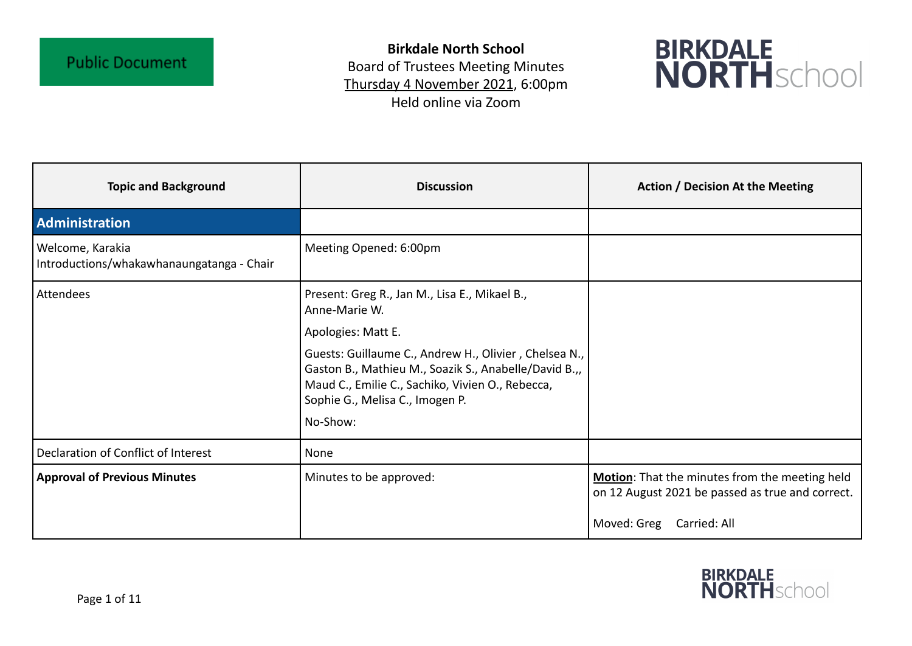Public Document

**Birkdale North School**
Board of Trustees Meeting Minutes
Thursday 4 November 2021, 6:00pm
Held online via Zoom

BIRKDALE NORTHschool

| Topic and Background | Discussion | Action / Decision At the Meeting |
|---|---|---|
| **Administration** | | |
| Welcome, Karakia Introductions/whakawhanaungatanga - Chair | Meeting Opened: 6:00pm | |
| Attendees | Present: Greg R., Jan M., Lisa E., Mikael B., Anne-Marie W.<br><br>Apologies: Matt E.<br><br>Guests: Guillaume C., Andrew H., Olivier , Chelsea N., Gaston B., Mathieu M., Soazik S., Anabelle/David B.,, Maud C., Emilie C., Sachiko, Vivien O., Rebecca, Sophie G., Melisa C., Imogen P.<br><br>No-Show: | |
| Declaration of Conflict of Interest | None | |
| **Approval of Previous Minutes** | Minutes to be approved: | **Motion**: That the minutes from the meeting held on 12 August 2021 be passed as true and correct.<br><br>Moved: Greg Carried: All |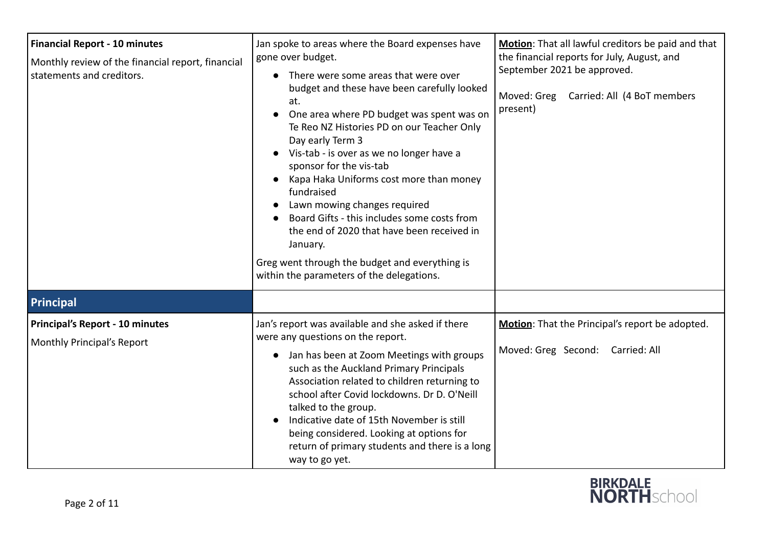| | | |
|---|---|---|
| **Financial Report - 10 minutes**<br>Monthly review of the financial report, financial statements and creditors. | Jan spoke to areas where the Board expenses have gone over budget.<br>• There were some areas that were over budget and these have been carefully looked at.<br>• One area where PD budget was spent was on Te Reo NZ Histories PD on our Teacher Only Day early Term 3<br>• Vis-tab - is over as we no longer have a sponsor for the vis-tab<br>• Kapa Haka Uniforms cost more than money fundraised<br>• Lawn mowing changes required<br>• Board Gifts - this includes some costs from the end of 2020 that have been received in January.<br>Greg went through the budget and everything is within the parameters of the delegations. | **Motion**: That all lawful creditors be paid and that the financial reports for July, August, and September 2021 be approved.<br>Moved: Greg Carried: All (4 BoT members present) |
| **Principal** | | |
| **Principal's Report - 10 minutes**<br>Monthly Principal's Report | Jan's report was available and she asked if there were any questions on the report.<br>• Jan has been at Zoom Meetings with groups such as the Auckland Primary Principals Association related to children returning to school after Covid lockdowns. Dr D. O'Neill talked to the group.<br>• Indicative date of 15th November is still being considered. Looking at options for return of primary students and there is a long way to go yet. | **Motion**: That the Principal's report be adopted.<br>Moved: Greg Second: Carried: All |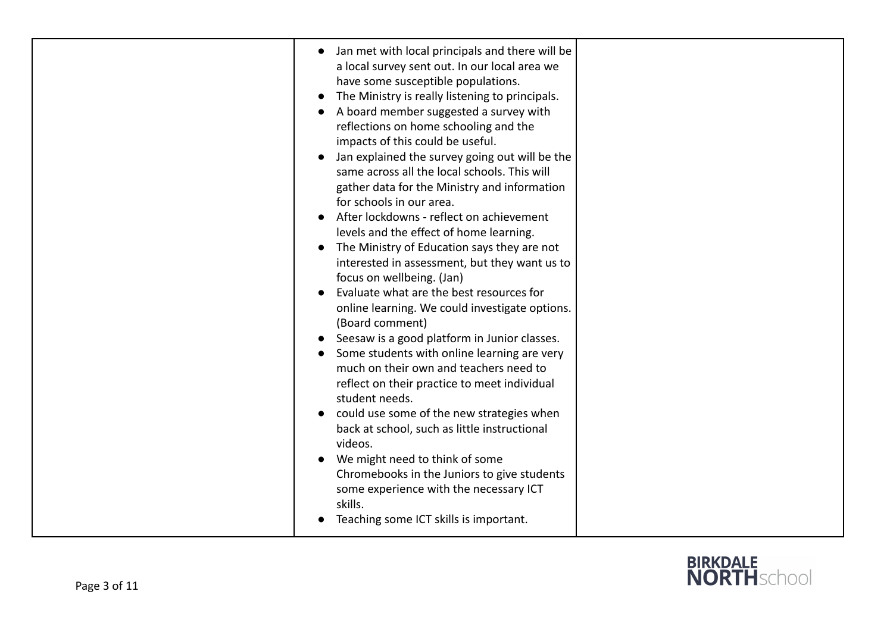| | | |
|---|---|---|
| | • Jan met with local principals and there will be a local survey sent out. In our local area we have some susceptible populations.<br>• The Ministry is really listening to principals.<br>• A board member suggested a survey with reflections on home schooling and the impacts of this could be useful.<br>• Jan explained the survey going out will be the same across all the local schools. This will gather data for the Ministry and information for schools in our area.<br>• After lockdowns - reflect on achievement levels and the effect of home learning.<br>• The Ministry of Education says they are not interested in assessment, but they want us to focus on wellbeing. (Jan)<br>• Evaluate what are the best resources for online learning. We could investigate options. (Board comment)<br>• Seesaw is a good platform in Junior classes.<br>• Some students with online learning are very much on their own and teachers need to reflect on their practice to meet individual student needs.<br>• could use some of the new strategies when back at school, such as little instructional videos.<br>• We might need to think of some Chromebooks in the Juniors to give students some experience with the necessary ICT skills.<br>• Teaching some ICT skills is important. | |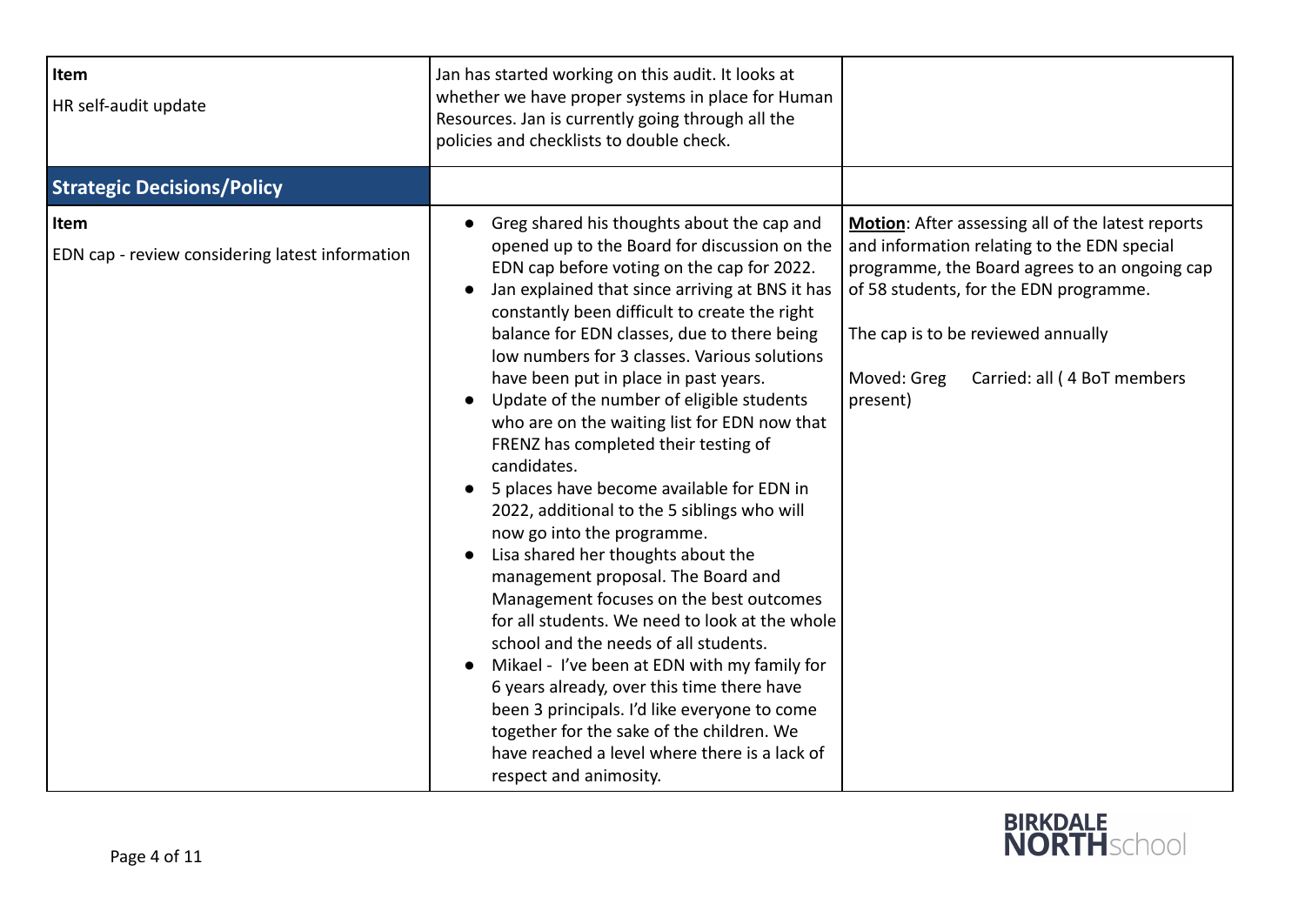| | | |
|---|---|---|
| **Item**<br>HR self-audit update | Jan has started working on this audit. It looks at whether we have proper systems in place for Human Resources. Jan is currently going through all the policies and checklists to double check. | |
| **Strategic Decisions/Policy** | | |
| **Item**<br>EDN cap - review considering latest information | • Greg shared his thoughts about the cap and opened up to the Board for discussion on the EDN cap before voting on the cap for 2022.<br>• Jan explained that since arriving at BNS it has constantly been difficult to create the right balance for EDN classes, due to there being low numbers for 3 classes. Various solutions have been put in place in past years.<br>• Update of the number of eligible students who are on the waiting list for EDN now that FRENZ has completed their testing of candidates.<br>• 5 places have become available for EDN in 2022, additional to the 5 siblings who will now go into the programme.<br>• Lisa shared her thoughts about the management proposal. The Board and Management focuses on the best outcomes for all students. We need to look at the whole school and the needs of all students.<br>• Mikael - I've been at EDN with my family for 6 years already, over this time there have been 3 principals. I'd like everyone to come together for the sake of the children. We have reached a level where there is a lack of respect and animosity. | **Motion**: After assessing all of the latest reports and information relating to the EDN special programme, the Board agrees to an ongoing cap of 58 students, for the EDN programme.<br><br>The cap is to be reviewed annually<br><br>Moved: Greg Carried: all ( 4 BoT members present) |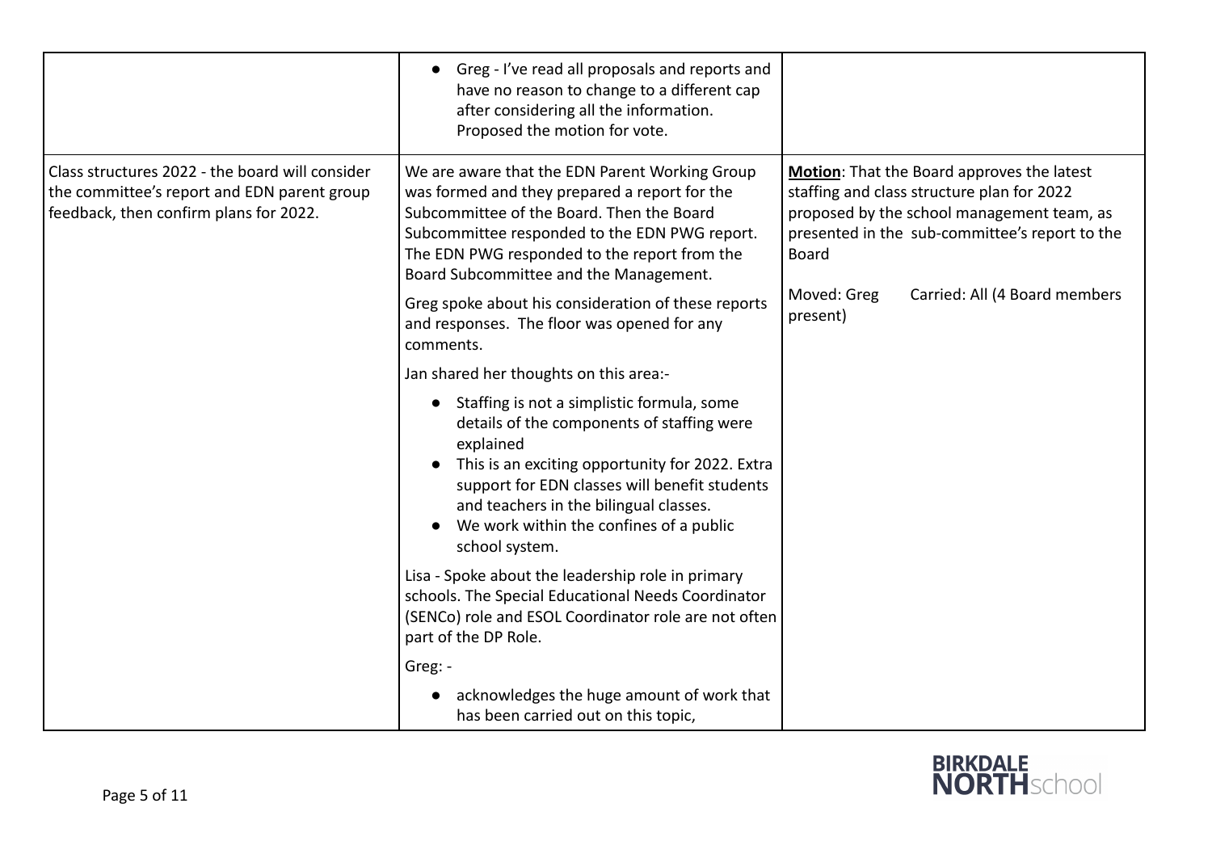| | | |
|---|---|---|
| | • Greg - I've read all proposals and reports and have no reason to change to a different cap after considering all the information. Proposed the motion for vote. | |
| Class structures 2022 - the board will consider the committee's report and EDN parent group feedback, then confirm plans for 2022. | We are aware that the EDN Parent Working Group was formed and they prepared a report for the Subcommittee of the Board. Then the Board Subcommittee responded to the EDN PWG report. The EDN PWG responded to the report from the Board Subcommittee and the Management.<br><br>Greg spoke about his consideration of these reports and responses. The floor was opened for any comments.<br><br>Jan shared her thoughts on this area:-<br><br>• Staffing is not a simplistic formula, some details of the components of staffing were explained<br>• This is an exciting opportunity for 2022. Extra support for EDN classes will benefit students and teachers in the bilingual classes.<br>• We work within the confines of a public school system.<br><br>Lisa - Spoke about the leadership role in primary schools. The Special Educational Needs Coordinator (SENCo) role and ESOL Coordinator role are not often part of the DP Role.<br><br>Greg: -<br><br>• acknowledges the huge amount of work that has been carried out on this topic, | **Motion**: That the Board approves the latest staffing and class structure plan for 2022 proposed by the school management team, as presented in the sub-committee's report to the Board<br><br>Moved: Greg Carried: All (4 Board members present) |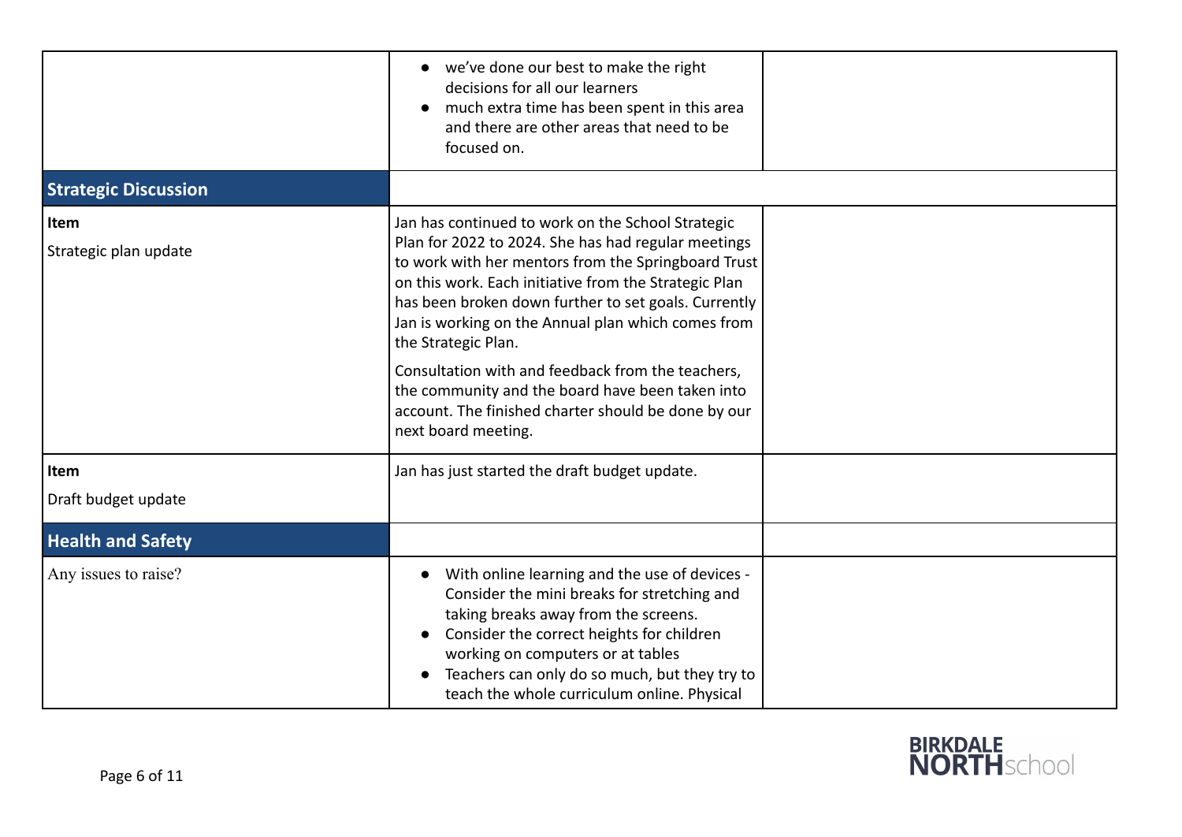| | | |
|---|---|---|
| | • we've done our best to make the right decisions for all our learners<br>• much extra time has been spent in this area and there are other areas that need to be focused on. | |
| **Strategic Discussion** | | |
| **Item**<br>Strategic plan update | Jan has continued to work on the School Strategic Plan for 2022 to 2024. She has had regular meetings to work with her mentors from the Springboard Trust on this work. Each initiative from the Strategic Plan has been broken down further to set goals. Currently Jan is working on the Annual plan which comes from the Strategic Plan.<br><br>Consultation with and feedback from the teachers, the community and the board have been taken into account. The finished charter should be done by our next board meeting. | |
| **Item**<br>Draft budget update | Jan has just started the draft budget update. | |
| **Health and Safety** | | |
| Any issues to raise? | • With online learning and the use of devices - Consider the mini breaks for stretching and taking breaks away from the screens.<br>• Consider the correct heights for children working on computers or at tables<br>• Teachers can only do so much, but they try to teach the whole curriculum online. Physical | |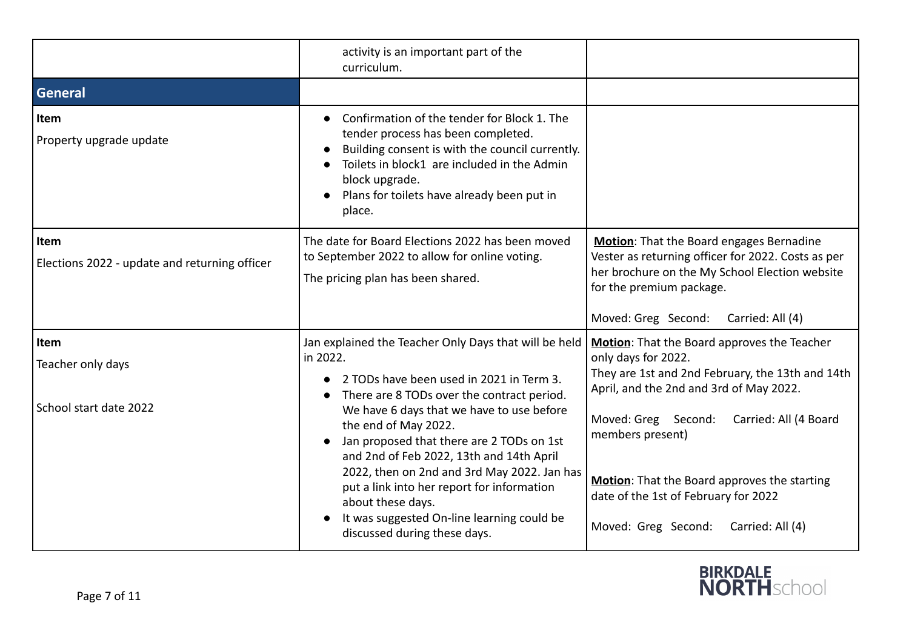| | | |
|---|---|---|
| | activity is an important part of the curriculum. | |
| **General** | | |
| **Item**<br>Property upgrade update | • Confirmation of the tender for Block 1. The tender process has been completed.<br>• Building consent is with the council currently.<br>• Toilets in block1 are included in the Admin block upgrade.<br>• Plans for toilets have already been put in place. | |
| **Item**<br>Elections 2022 - update and returning officer | The date for Board Elections 2022 has been moved to September 2022 to allow for online voting.<br>The pricing plan has been shared. | **Motion**: That the Board engages Bernadine Vester as returning officer for 2022. Costs as per her brochure on the My School Election website for the premium package.<br><br>Moved: Greg Second: Carried: All (4) |
| **Item**<br>Teacher only days<br><br>School start date 2022 | Jan explained the Teacher Only Days that will be held in 2022.<br>• 2 TODs have been used in 2021 in Term 3.<br>• There are 8 TODs over the contract period. We have 6 days that we have to use before the end of May 2022.<br>• Jan proposed that there are 2 TODs on 1st and 2nd of Feb 2022, 13th and 14th April 2022, then on 2nd and 3rd May 2022. Jan has put a link into her report for information about these days.<br>• It was suggested On-line learning could be discussed during these days. | **Motion**: That the Board approves the Teacher only days for 2022.<br>They are 1st and 2nd February, the 13th and 14th April, and the 2nd and 3rd of May 2022.<br><br>Moved: Greg Second: Carried: All (4 Board members present)<br><br>**Motion**: That the Board approves the starting date of the 1st of February for 2022<br><br>Moved: Greg Second: Carried: All (4) |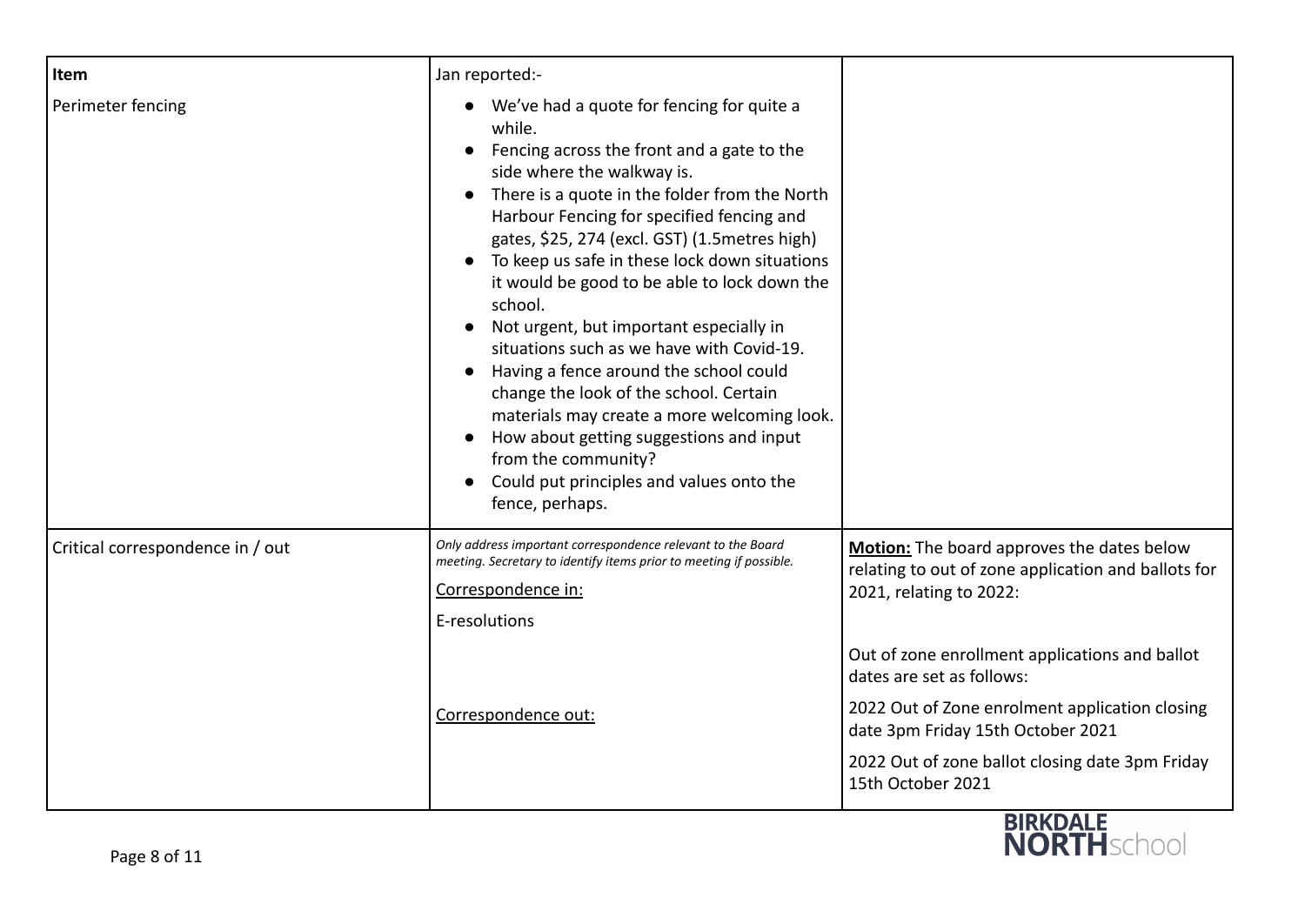| **Item** | Jan reported:- | |
|---|---|---|
| Perimeter fencing | <ul><li>We've had a quote for fencing for quite a while.</li><li>Fencing across the front and a gate to the side where the walkway is.</li><li>There is a quote in the folder from the North Harbour Fencing for specified fencing and gates, $25, 274 (excl. GST) (1.5metres high)</li><li>To keep us safe in these lock down situations it would be good to be able to lock down the school.</li><li>Not urgent, but important especially in situations such as we have with Covid-19.</li><li>Having a fence around the school could change the look of the school. Certain materials may create a more welcoming look.</li><li>How about getting suggestions and input from the community?</li><li>Could put principles and values onto the fence, perhaps.</li></ul> | |
| Critical correspondence in / out | *Only address important correspondence relevant to the Board meeting. Secretary to identify items prior to meeting if possible.*<br><br><u>Correspondence in:</u><br><br>E-resolutions<br><br><br><br><u>Correspondence out:</u> | **<u>Motion:</u>** The board approves the dates below relating to out of zone application and ballots for 2021, relating to 2022:<br><br>Out of zone enrollment applications and ballot dates are set as follows:<br><br>2022 Out of Zone enrolment application closing date 3pm Friday 15th October 2021<br><br>2022 Out of zone ballot closing date 3pm Friday 15th October 2021 |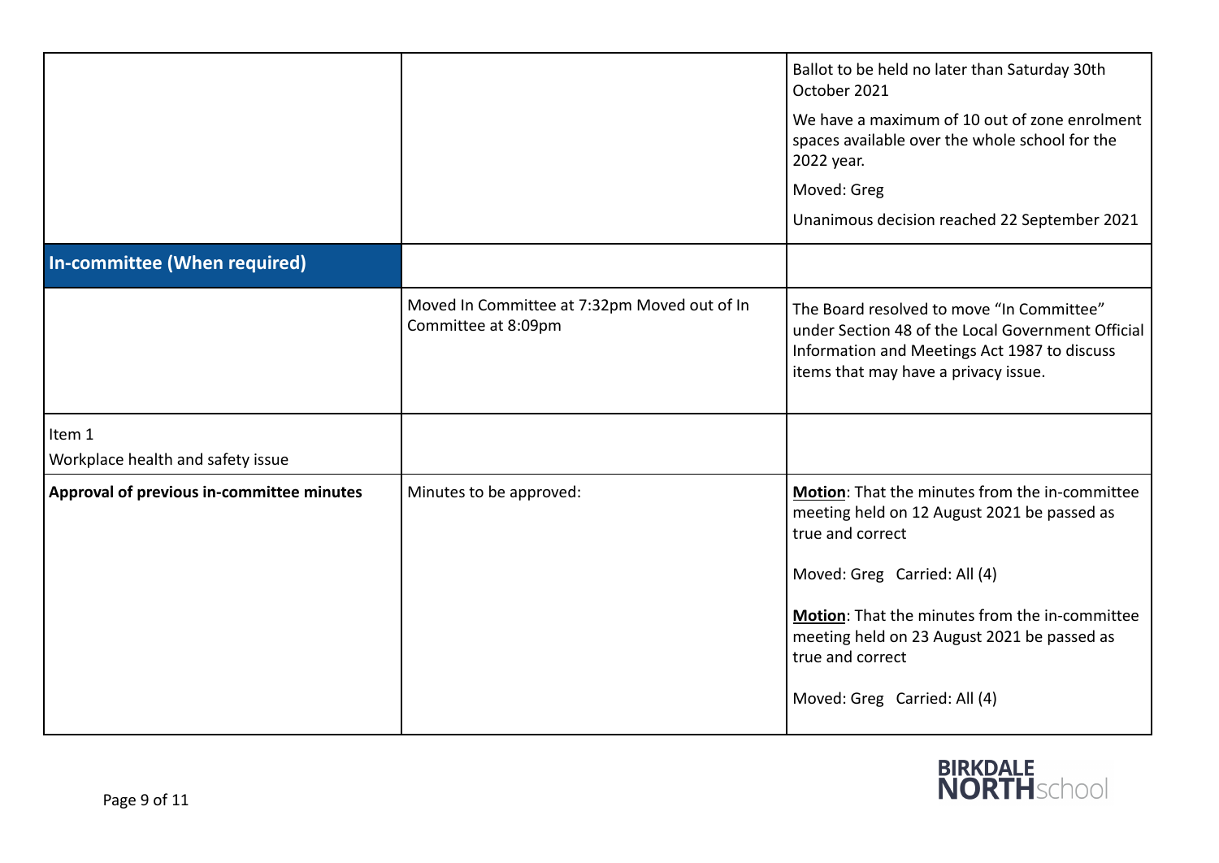| | | |
|---|---|---|
| | | Ballot to be held no later than Saturday 30th October 2021<br><br>We have a maximum of 10 out of zone enrolment spaces available over the whole school for the 2022 year.<br><br>Moved: Greg<br><br>Unanimous decision reached 22 September 2021 |
| **In-committee (When required)** | | |
| | Moved In Committee at 7:32pm Moved out of In Committee at 8:09pm | The Board resolved to move "In Committee" under Section 48 of the Local Government Official Information and Meetings Act 1987 to discuss items that may have a privacy issue. |
| Item 1<br>Workplace health and safety issue | | |
| **Approval of previous in-committee minutes** | Minutes to be approved: | **Motion**: That the minutes from the in-committee meeting held on 12 August 2021 be passed as true and correct<br><br>Moved: Greg Carried: All (4)<br><br>**Motion**: That the minutes from the in-committee meeting held on 23 August 2021 be passed as true and correct<br><br>Moved: Greg Carried: All (4) |

BIRKDALE NORTH school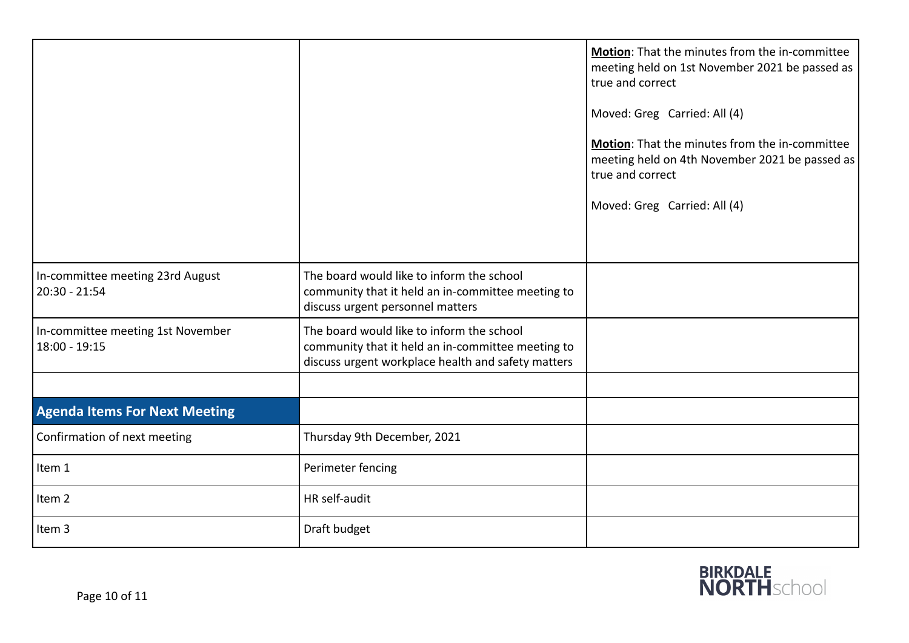| | | |
|---|---|---|
| | | **Motion**: That the minutes from the in-committee meeting held on 1st November 2021 be passed as true and correct<br><br>Moved: Greg Carried: All (4)<br><br>**Motion**: That the minutes from the in-committee meeting held on 4th November 2021 be passed as true and correct<br><br>Moved: Greg Carried: All (4) |
| In-committee meeting 23rd August 20:30 - 21:54 | The board would like to inform the school community that it held an in-committee meeting to discuss urgent personnel matters | |
| In-committee meeting 1st November 18:00 - 19:15 | The board would like to inform the school community that it held an in-committee meeting to discuss urgent workplace health and safety matters | |
| | | |
| **Agenda Items For Next Meeting** | | |
| Confirmation of next meeting | Thursday 9th December, 2021 | |
| Item 1 | Perimeter fencing | |
| Item 2 | HR self-audit | |
| Item 3 | Draft budget | |

BIRKDALE NORTH school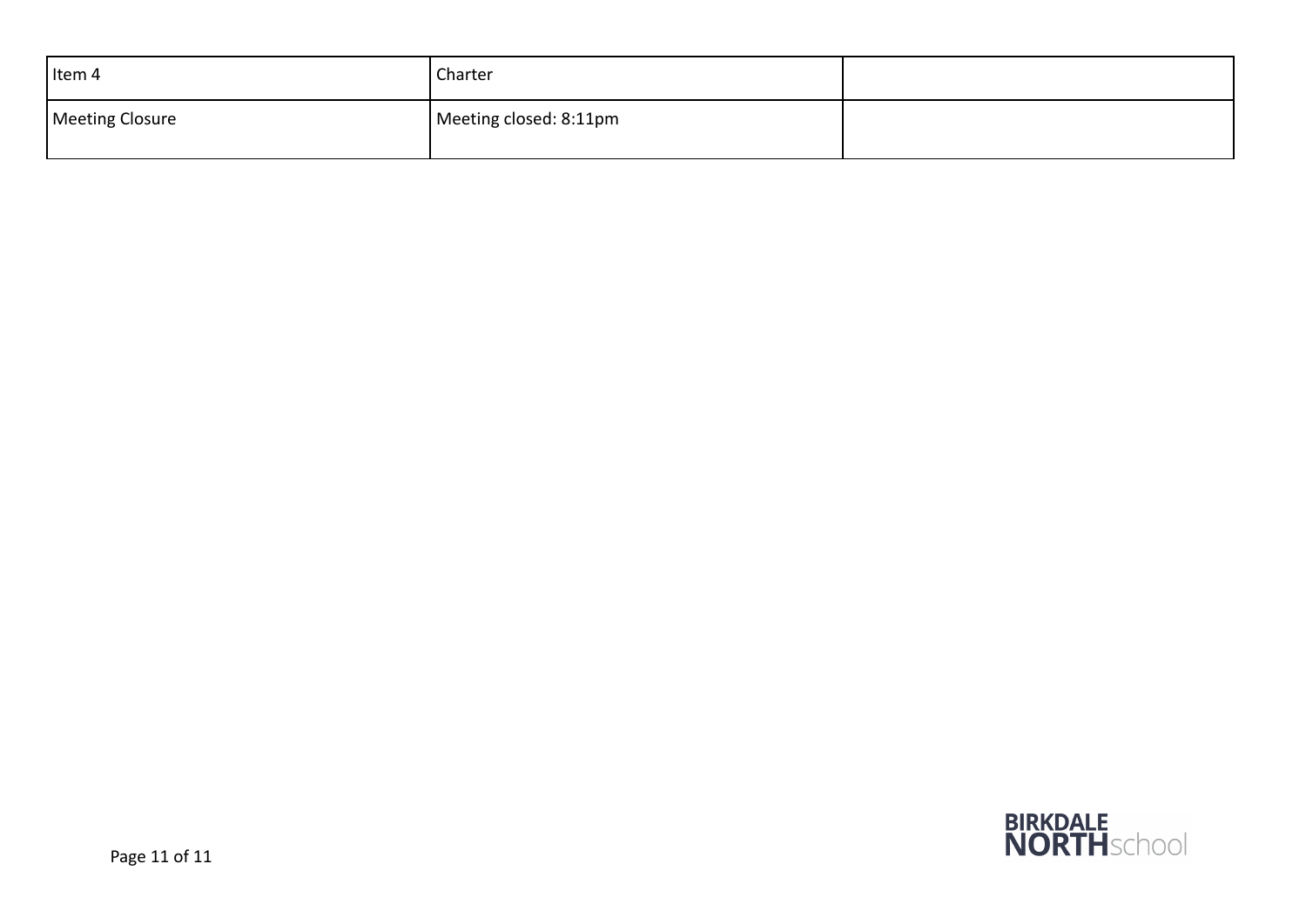| | | |
|---|---|---|
| Item 4 | Charter | |
| Meeting Closure | Meeting closed: 8:11pm | |